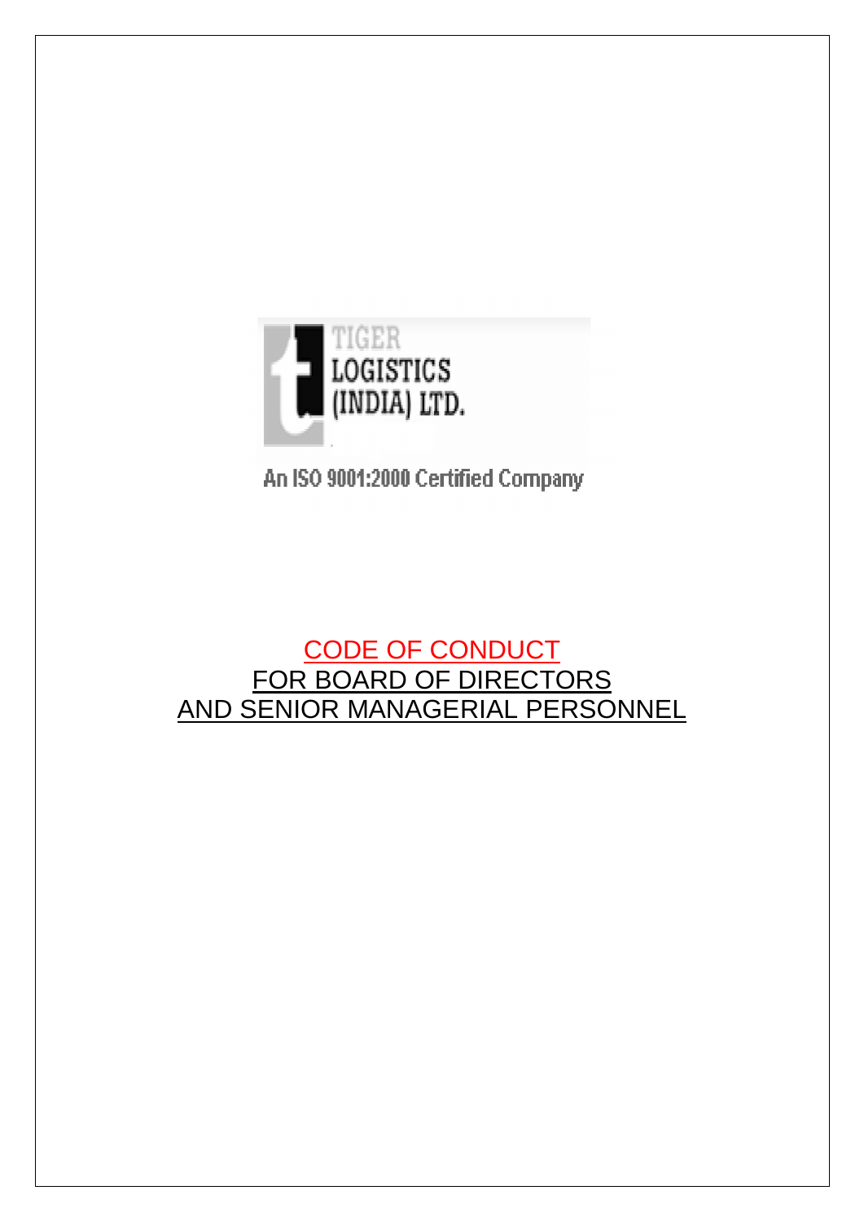TIGER
LOGISTICS
(INDIA) LTD.

An ISO 9001:2000 Certified Company

# CODE OF CONDUCT
# FOR BOARD OF DIRECTORS
# AND SENIOR MANAGERIAL PERSONNEL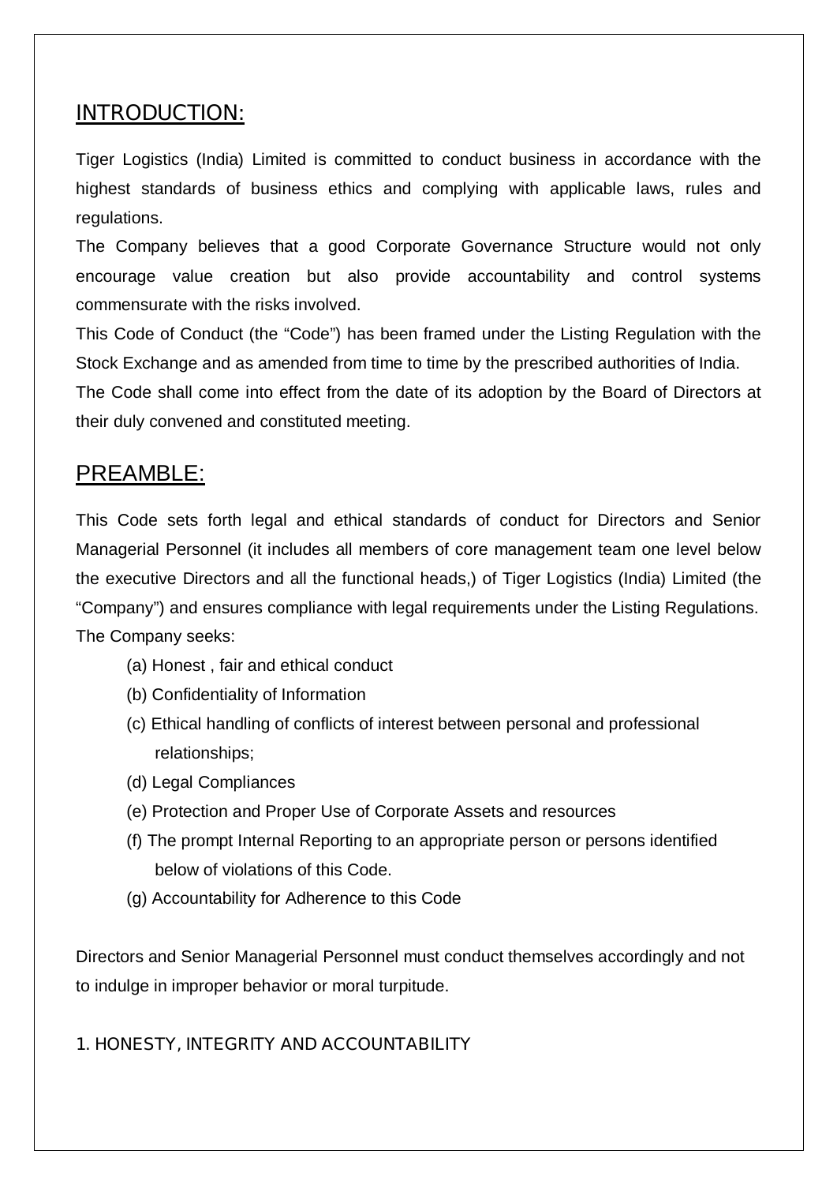## INTRODUCTION:

Tiger Logistics (India) Limited is committed to conduct business in accordance with the highest standards of business ethics and complying with applicable laws, rules and regulations.

The Company believes that a good Corporate Governance Structure would not only encourage value creation but also provide accountability and control systems commensurate with the risks involved.

This Code of Conduct (the "Code") has been framed under the Listing Regulation with the Stock Exchange and as amended from time to time by the prescribed authorities of India.

The Code shall come into effect from the date of its adoption by the Board of Directors at their duly convened and constituted meeting.

## PREAMBLE:

This Code sets forth legal and ethical standards of conduct for Directors and Senior Managerial Personnel (it includes all members of core management team one level below the executive Directors and all the functional heads,) of Tiger Logistics (India) Limited (the "Company") and ensures compliance with legal requirements under the Listing Regulations.

The Company seeks:

(a) Honest , fair and ethical conduct

(b) Confidentiality of Information

(c) Ethical handling of conflicts of interest between personal and professional relationships;

(d) Legal Compliances

(e) Protection and Proper Use of Corporate Assets and resources

(f) The prompt Internal Reporting to an appropriate person or persons identified below of violations of this Code.

(g) Accountability for Adherence to this Code

Directors and Senior Managerial Personnel must conduct themselves accordingly and not to indulge in improper behavior or moral turpitude.

### 1. HONESTY, INTEGRITY AND ACCOUNTABILITY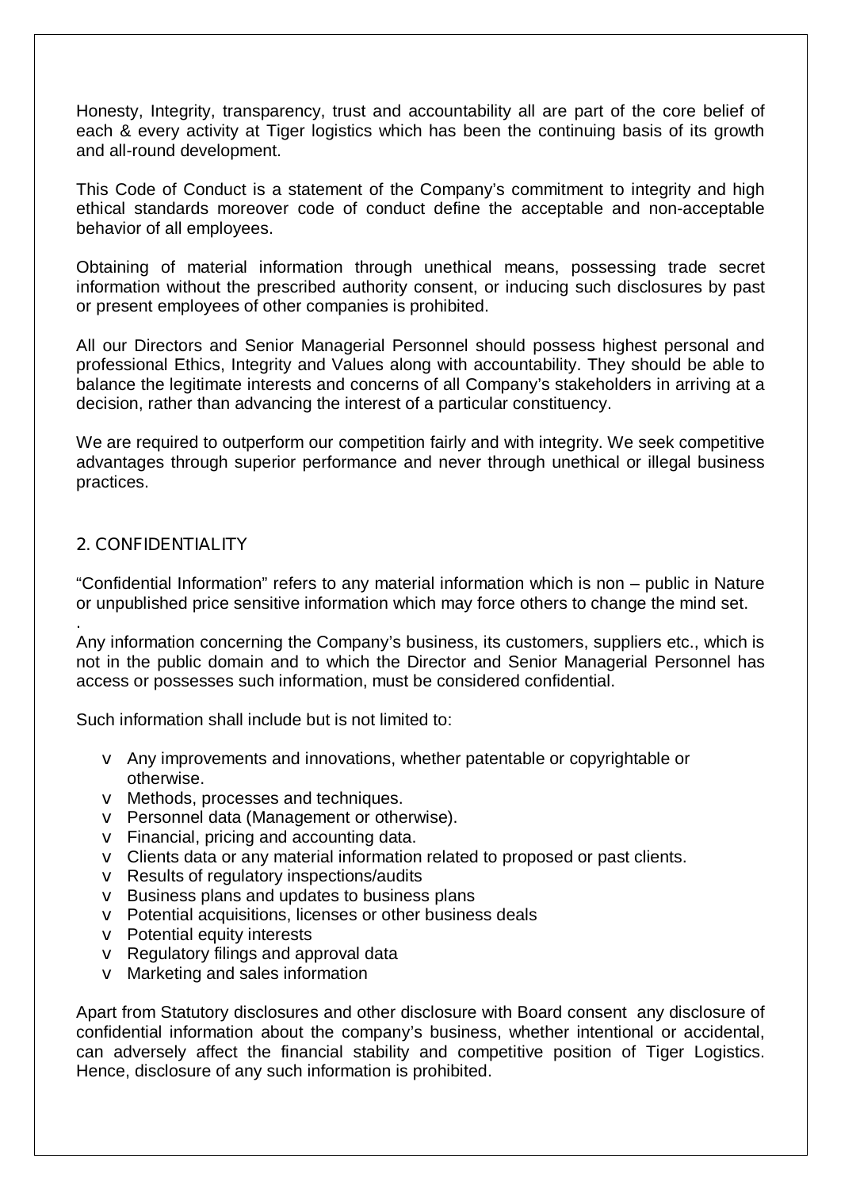Honesty, Integrity, transparency, trust and accountability all are part of the core belief of each & every activity at Tiger logistics which has been the continuing basis of its growth and all-round development.

This Code of Conduct is a statement of the Company's commitment to integrity and high ethical standards moreover code of conduct define the acceptable and non-acceptable behavior of all employees.

Obtaining of material information through unethical means, possessing trade secret information without the prescribed authority consent, or inducing such disclosures by past or present employees of other companies is prohibited.

All our Directors and Senior Managerial Personnel should possess highest personal and professional Ethics, Integrity and Values along with accountability. They should be able to balance the legitimate interests and concerns of all Company's stakeholders in arriving at a decision, rather than advancing the interest of a particular constituency.

We are required to outperform our competition fairly and with integrity. We seek competitive advantages through superior performance and never through unethical or illegal business practices.

## 2. CONFIDENTIALITY

"Confidential Information" refers to any material information which is non – public in Nature or unpublished price sensitive information which may force others to change the mind set.

.
Any information concerning the Company's business, its customers, suppliers etc., which is not in the public domain and to which the Director and Senior Managerial Personnel has access or possesses such information, must be considered confidential.

Such information shall include but is not limited to:

- Any improvements and innovations, whether patentable or copyrightable or otherwise.
- Methods, processes and techniques.
- Personnel data (Management or otherwise).
- Financial, pricing and accounting data.
- Clients data or any material information related to proposed or past clients.
- Results of regulatory inspections/audits
- Business plans and updates to business plans
- Potential acquisitions, licenses or other business deals
- Potential equity interests
- Regulatory filings and approval data
- Marketing and sales information

Apart from Statutory disclosures and other disclosure with Board consent any disclosure of confidential information about the company's business, whether intentional or accidental, can adversely affect the financial stability and competitive position of Tiger Logistics. Hence, disclosure of any such information is prohibited.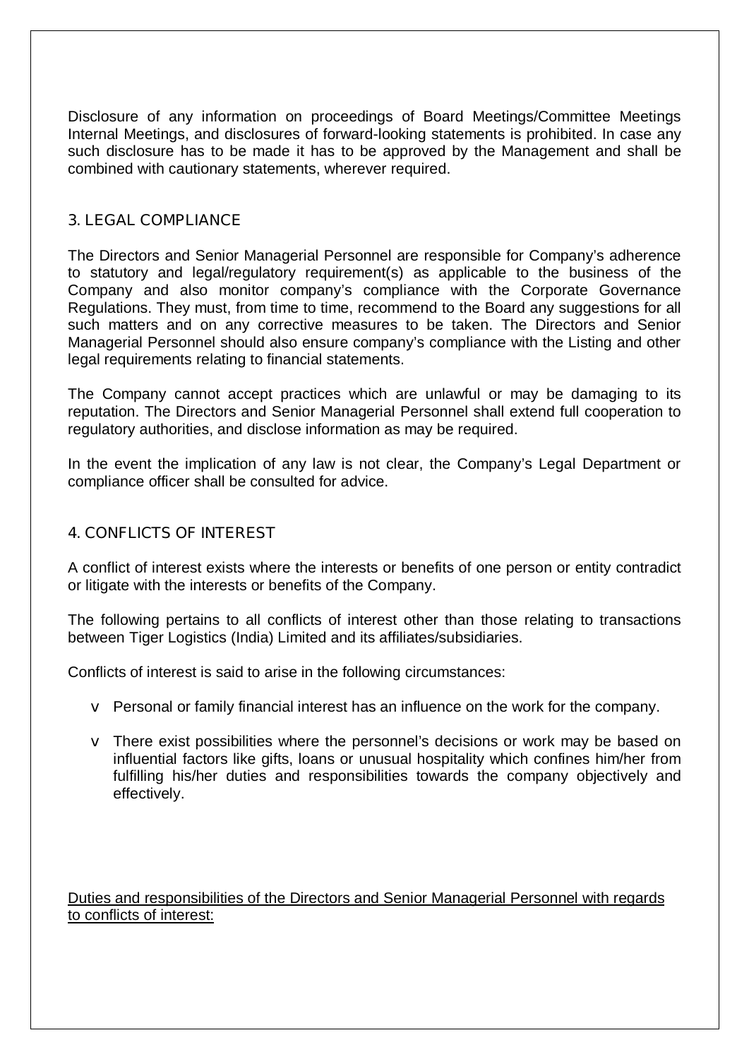Disclosure of any information on proceedings of Board Meetings/Committee Meetings Internal Meetings, and disclosures of forward-looking statements is prohibited. In case any such disclosure has to be made it has to be approved by the Management and shall be combined with cautionary statements, wherever required.

## 3. LEGAL COMPLIANCE

The Directors and Senior Managerial Personnel are responsible for Company's adherence to statutory and legal/regulatory requirement(s) as applicable to the business of the Company and also monitor company's compliance with the Corporate Governance Regulations. They must, from time to time, recommend to the Board any suggestions for all such matters and on any corrective measures to be taken. The Directors and Senior Managerial Personnel should also ensure company's compliance with the Listing and other legal requirements relating to financial statements.

The Company cannot accept practices which are unlawful or may be damaging to its reputation. The Directors and Senior Managerial Personnel shall extend full cooperation to regulatory authorities, and disclose information as may be required.

In the event the implication of any law is not clear, the Company's Legal Department or compliance officer shall be consulted for advice.

## 4. CONFLICTS OF INTEREST

A conflict of interest exists where the interests or benefits of one person or entity contradict or litigate with the interests or benefits of the Company.

The following pertains to all conflicts of interest other than those relating to transactions between Tiger Logistics (India) Limited and its affiliates/subsidiaries.

Conflicts of interest is said to arise in the following circumstances:

- Personal or family financial interest has an influence on the work for the company.
- There exist possibilities where the personnel's decisions or work may be based on influential factors like gifts, loans or unusual hospitality which confines him/her from fulfilling his/her duties and responsibilities towards the company objectively and effectively.

<u>Duties and responsibilities of the Directors and Senior Managerial Personnel with regards to conflicts of interest:</u>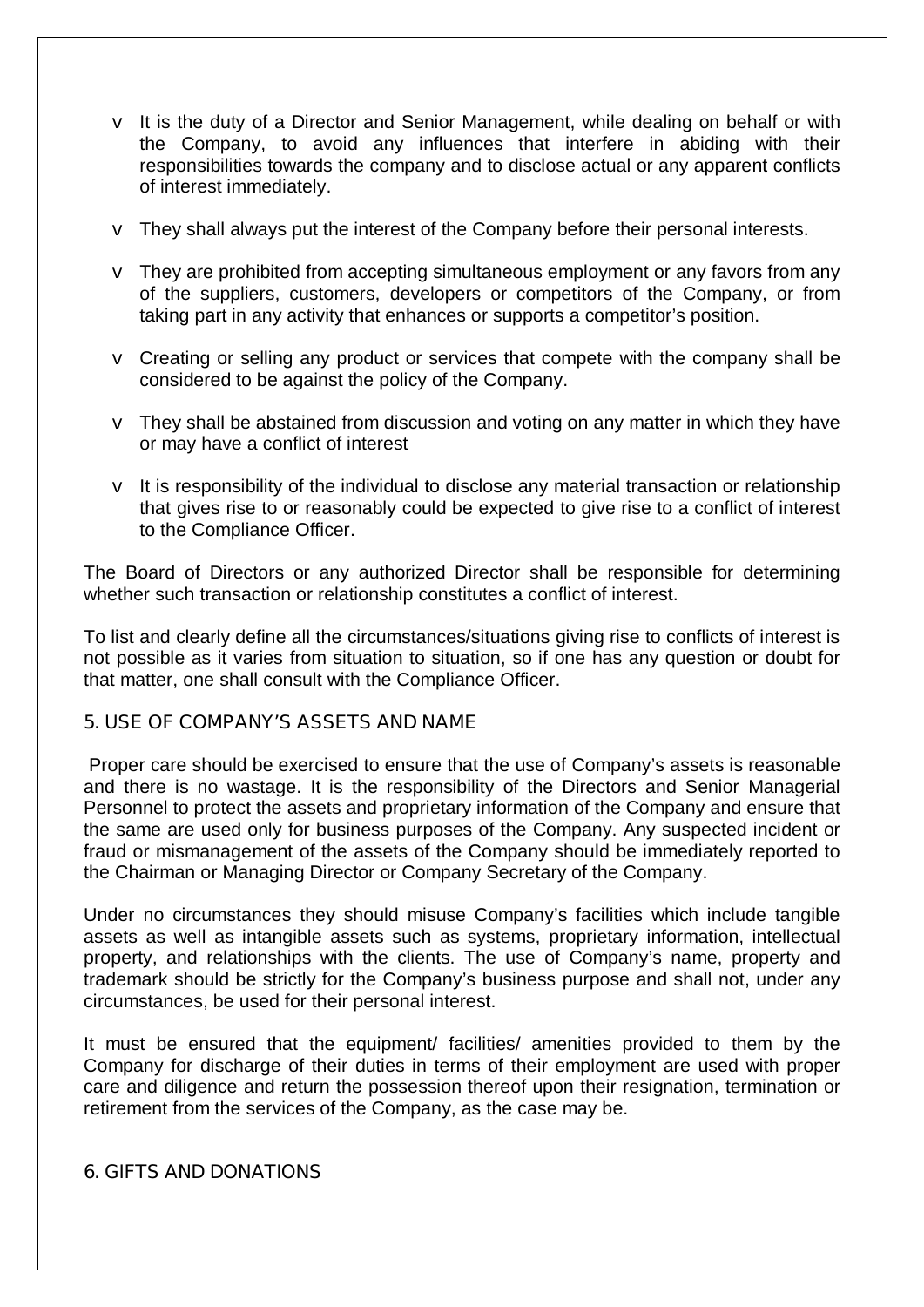- It is the duty of a Director and Senior Management, while dealing on behalf or with the Company, to avoid any influences that interfere in abiding with their responsibilities towards the company and to disclose actual or any apparent conflicts of interest immediately.
- They shall always put the interest of the Company before their personal interests.
- They are prohibited from accepting simultaneous employment or any favors from any of the suppliers, customers, developers or competitors of the Company, or from taking part in any activity that enhances or supports a competitor's position.
- Creating or selling any product or services that compete with the company shall be considered to be against the policy of the Company.
- They shall be abstained from discussion and voting on any matter in which they have or may have a conflict of interest
- It is responsibility of the individual to disclose any material transaction or relationship that gives rise to or reasonably could be expected to give rise to a conflict of interest to the Compliance Officer.

The Board of Directors or any authorized Director shall be responsible for determining whether such transaction or relationship constitutes a conflict of interest.

To list and clearly define all the circumstances/situations giving rise to conflicts of interest is not possible as it varies from situation to situation, so if one has any question or doubt for that matter, one shall consult with the Compliance Officer.

## 5. USE OF COMPANY'S ASSETS AND NAME

Proper care should be exercised to ensure that the use of Company's assets is reasonable and there is no wastage. It is the responsibility of the Directors and Senior Managerial Personnel to protect the assets and proprietary information of the Company and ensure that the same are used only for business purposes of the Company. Any suspected incident or fraud or mismanagement of the assets of the Company should be immediately reported to the Chairman or Managing Director or Company Secretary of the Company.

Under no circumstances they should misuse Company's facilities which include tangible assets as well as intangible assets such as systems, proprietary information, intellectual property, and relationships with the clients. The use of Company's name, property and trademark should be strictly for the Company's business purpose and shall not, under any circumstances, be used for their personal interest.

It must be ensured that the equipment/ facilities/ amenities provided to them by the Company for discharge of their duties in terms of their employment are used with proper care and diligence and return the possession thereof upon their resignation, termination or retirement from the services of the Company, as the case may be.

## 6. GIFTS AND DONATIONS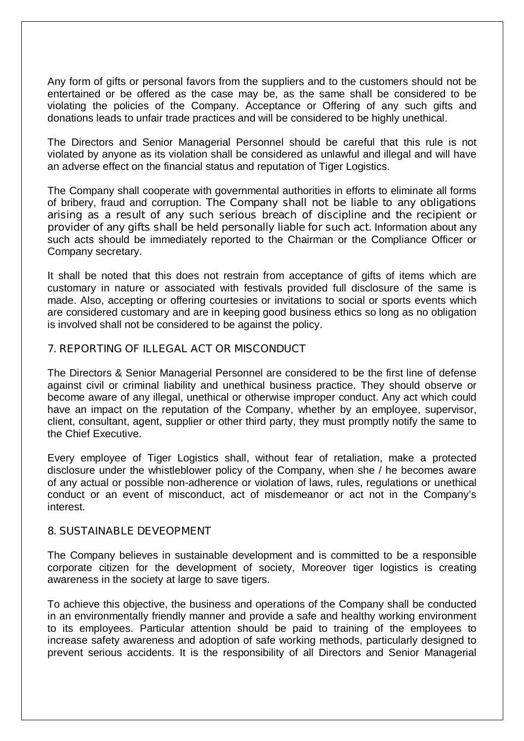Any form of gifts or personal favors from the suppliers and to the customers should not be entertained or be offered as the case may be, as the same shall be considered to be violating the policies of the Company. Acceptance or Offering of any such gifts and donations leads to unfair trade practices and will be considered to be highly unethical.

The Directors and Senior Managerial Personnel should be careful that this rule is not violated by anyone as its violation shall be considered as unlawful and illegal and will have an adverse effect on the financial status and reputation of Tiger Logistics.

The Company shall cooperate with governmental authorities in efforts to eliminate all forms of bribery, fraud and corruption. The Company shall not be liable to any obligations arising as a result of any such serious breach of discipline and the recipient or provider of any gifts shall be held personally liable for such act. Information about any such acts should be immediately reported to the Chairman or the Compliance Officer or Company secretary.

It shall be noted that this does not restrain from acceptance of gifts of items which are customary in nature or associated with festivals provided full disclosure of the same is made. Also, accepting or offering courtesies or invitations to social or sports events which are considered customary and are in keeping good business ethics so long as no obligation is involved shall not be considered to be against the policy.

## 7. REPORTING OF ILLEGAL ACT OR MISCONDUCT

The Directors & Senior Managerial Personnel are considered to be the first line of defense against civil or criminal liability and unethical business practice. They should observe or become aware of any illegal, unethical or otherwise improper conduct. Any act which could have an impact on the reputation of the Company, whether by an employee, supervisor, client, consultant, agent, supplier or other third party, they must promptly notify the same to the Chief Executive.

Every employee of Tiger Logistics shall, without fear of retaliation, make a protected disclosure under the whistleblower policy of the Company, when she / he becomes aware of any actual or possible non-adherence or violation of laws, rules, regulations or unethical conduct or an event of misconduct, act of misdemeanor or act not in the Company's interest.

## 8. SUSTAINABLE DEVEOPMENT

The Company believes in sustainable development and is committed to be a responsible corporate citizen for the development of society, Moreover tiger logistics is creating awareness in the society at large to save tigers.

To achieve this objective, the business and operations of the Company shall be conducted in an environmentally friendly manner and provide a safe and healthy working environment to its employees. Particular attention should be paid to training of the employees to increase safety awareness and adoption of safe working methods, particularly designed to prevent serious accidents. It is the responsibility of all Directors and Senior Managerial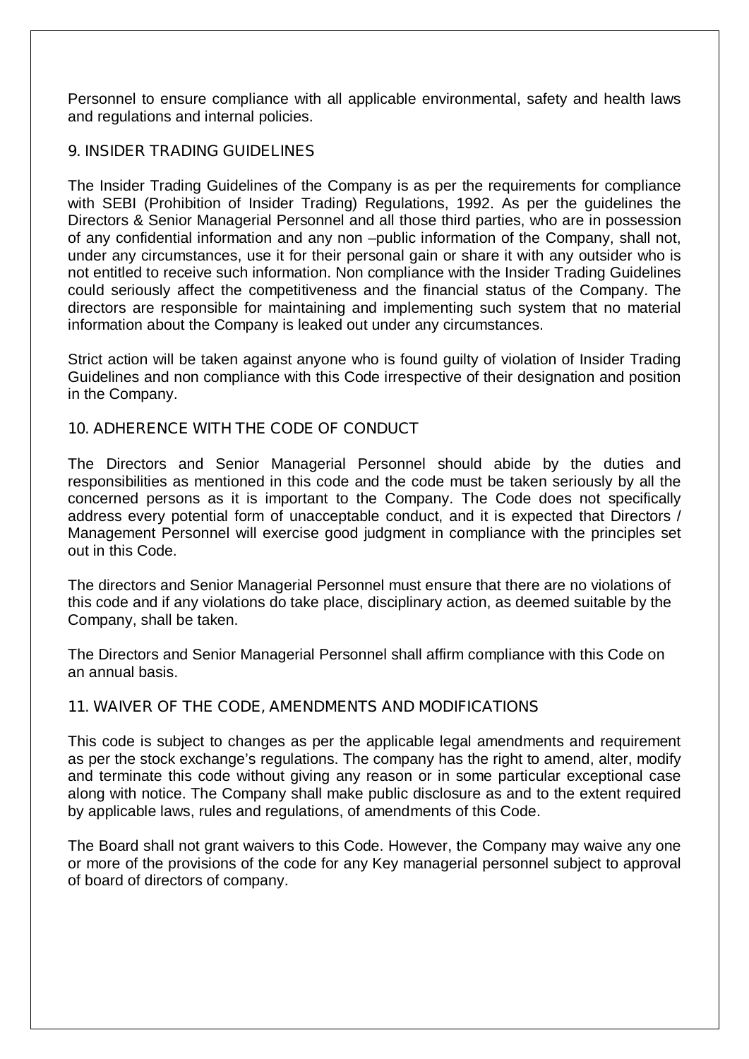Personnel to ensure compliance with all applicable environmental, safety and health laws and regulations and internal policies.

## 9. INSIDER TRADING GUIDELINES

The Insider Trading Guidelines of the Company is as per the requirements for compliance with SEBI (Prohibition of Insider Trading) Regulations, 1992. As per the guidelines the Directors & Senior Managerial Personnel and all those third parties, who are in possession of any confidential information and any non –public information of the Company, shall not, under any circumstances, use it for their personal gain or share it with any outsider who is not entitled to receive such information. Non compliance with the Insider Trading Guidelines could seriously affect the competitiveness and the financial status of the Company. The directors are responsible for maintaining and implementing such system that no material information about the Company is leaked out under any circumstances.

Strict action will be taken against anyone who is found guilty of violation of Insider Trading Guidelines and non compliance with this Code irrespective of their designation and position in the Company.

## 10. ADHERENCE WITH THE CODE OF CONDUCT

The Directors and Senior Managerial Personnel should abide by the duties and responsibilities as mentioned in this code and the code must be taken seriously by all the concerned persons as it is important to the Company. The Code does not specifically address every potential form of unacceptable conduct, and it is expected that Directors / Management Personnel will exercise good judgment in compliance with the principles set out in this Code.

The directors and Senior Managerial Personnel must ensure that there are no violations of this code and if any violations do take place, disciplinary action, as deemed suitable by the Company, shall be taken.

The Directors and Senior Managerial Personnel shall affirm compliance with this Code on an annual basis.

## 11. WAIVER OF THE CODE, AMENDMENTS AND MODIFICATIONS

This code is subject to changes as per the applicable legal amendments and requirement as per the stock exchange's regulations. The company has the right to amend, alter, modify and terminate this code without giving any reason or in some particular exceptional case along with notice. The Company shall make public disclosure as and to the extent required by applicable laws, rules and regulations, of amendments of this Code.

The Board shall not grant waivers to this Code. However, the Company may waive any one or more of the provisions of the code for any Key managerial personnel subject to approval of board of directors of company.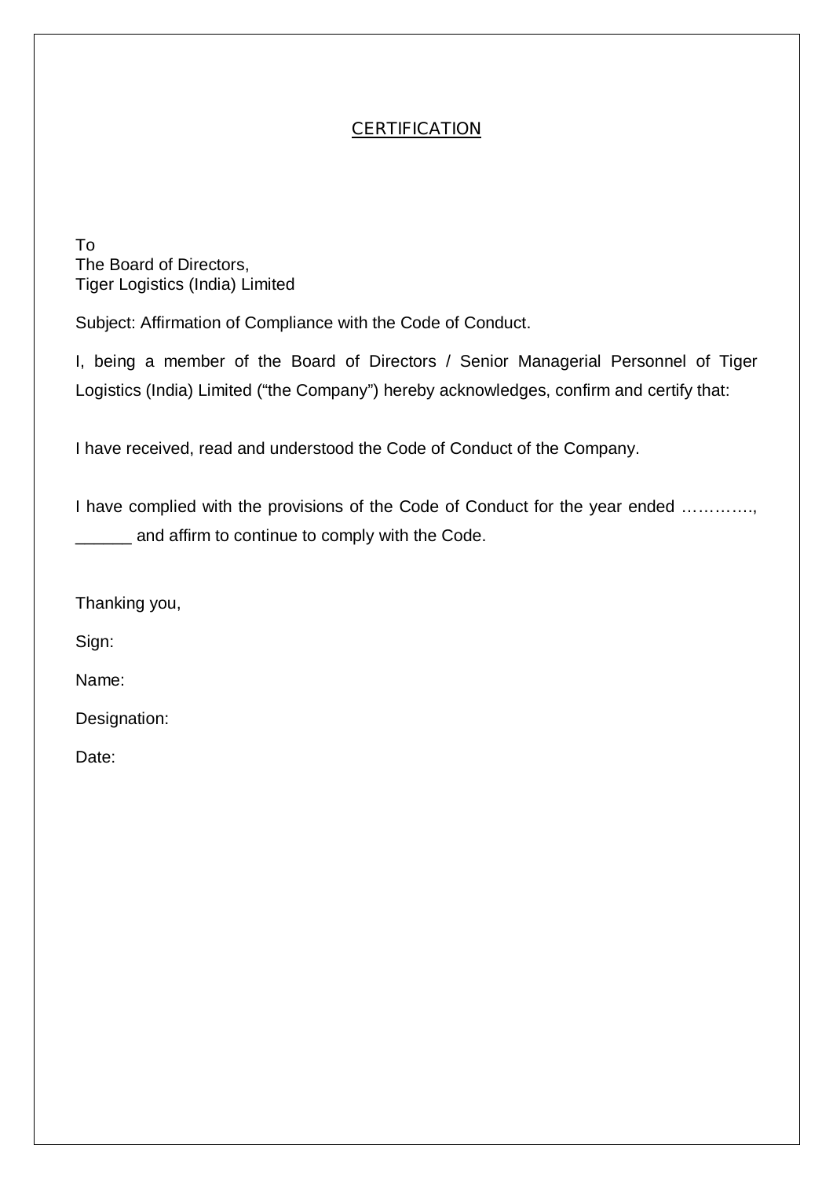# CERTIFICATION

To
The Board of Directors,
Tiger Logistics (India) Limited

Subject: Affirmation of Compliance with the Code of Conduct.

I, being a member of the Board of Directors / Senior Managerial Personnel of Tiger Logistics (India) Limited ("the Company") hereby acknowledges, confirm and certify that:

I have received, read and understood the Code of Conduct of the Company.

I have complied with the provisions of the Code of Conduct for the year ended …………., ______ and affirm to continue to comply with the Code.

Thanking you,

Sign:

Name:

Designation:

Date: